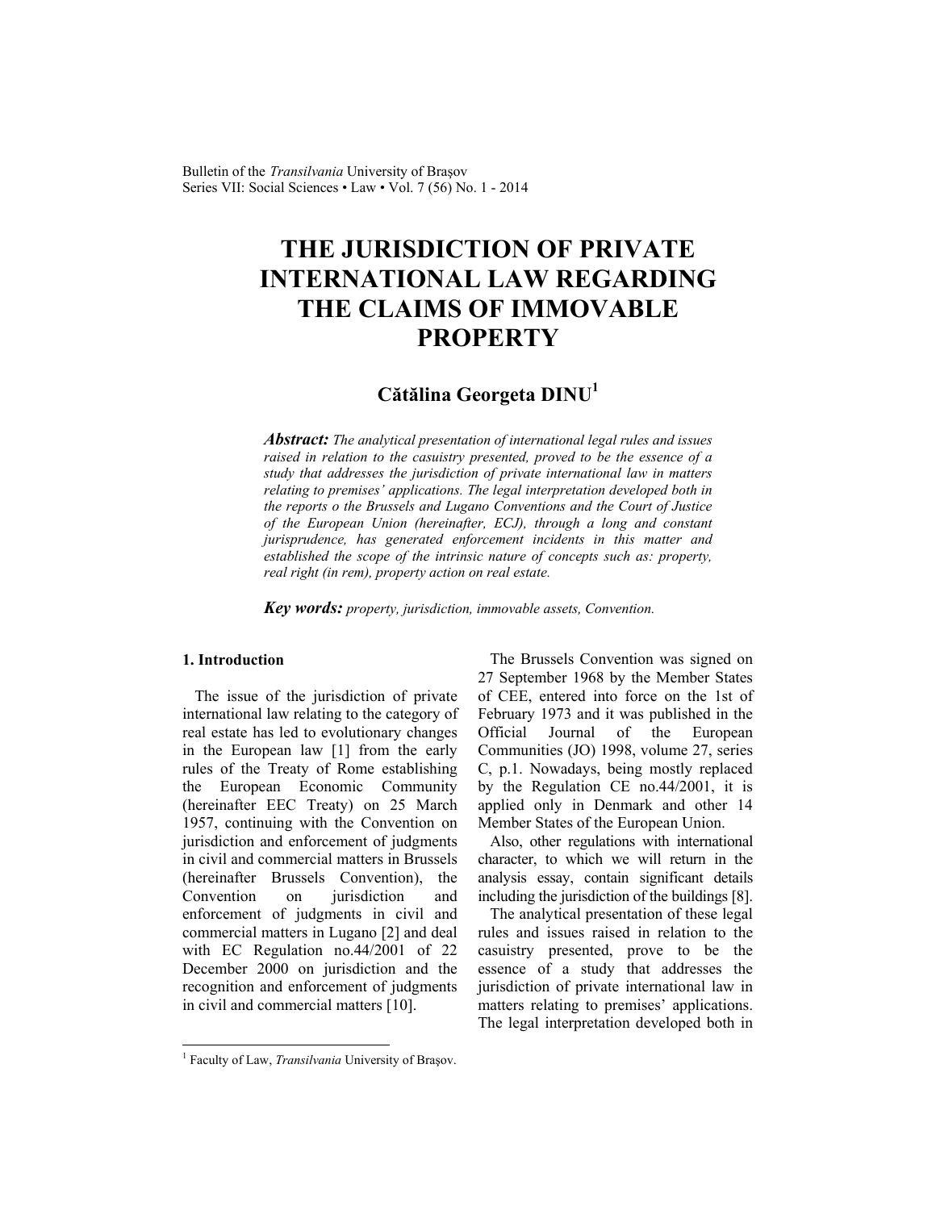# THE JURISDICTION OF PRIVATE INTERNATIONAL LAW REGARDING THE CLAIMS OF IMMOVABLE PROPERTY

**Cătălina Georgeta DINU**[1]

***Abstract:*** *The analytical presentation of international legal rules and issues raised in relation to the casuistry presented, proved to be the essence of a study that addresses the jurisdiction of private international law in matters relating to premises' applications. The legal interpretation developed both in the reports o the Brussels and Lugano Conventions and the Court of Justice of the European Union (hereinafter, ECJ), through a long and constant jurisprudence, has generated enforcement incidents in this matter and established the scope of the intrinsic nature of concepts such as: property, real right (in rem), property action on real estate.*

***Key words:*** *property, jurisdiction, immovable assets, Convention.*

## 1. Introduction

The issue of the jurisdiction of private international law relating to the category of real estate has led to evolutionary changes in the European law [1] from the early rules of the Treaty of Rome establishing the European Economic Community (hereinafter EEC Treaty) on 25 March 1957, continuing with the Convention on jurisdiction and enforcement of judgments in civil and commercial matters in Brussels (hereinafter Brussels Convention), the Convention on jurisdiction and enforcement of judgments in civil and commercial matters in Lugano [2] and deal with EC Regulation no.44/2001 of 22 December 2000 on jurisdiction and the recognition and enforcement of judgments in civil and commercial matters [10].

The Brussels Convention was signed on 27 September 1968 by the Member States of CEE, entered into force on the 1st of February 1973 and it was published in the Official Journal of the European Communities (JO) 1998, volume 27, series C, p.1. Nowadays, being mostly replaced by the Regulation CE no.44/2001, it is applied only in Denmark and other 14 Member States of the European Union.

Also, other regulations with international character, to which we will return in the analysis essay, contain significant details including the jurisdiction of the buildings [8].

The analytical presentation of these legal rules and issues raised in relation to the casuistry presented, prove to be the essence of a study that addresses the jurisdiction of private international law in matters relating to premises' applications. The legal interpretation developed both in

---

[1] Faculty of Law, *Transilvania* University of Braşov.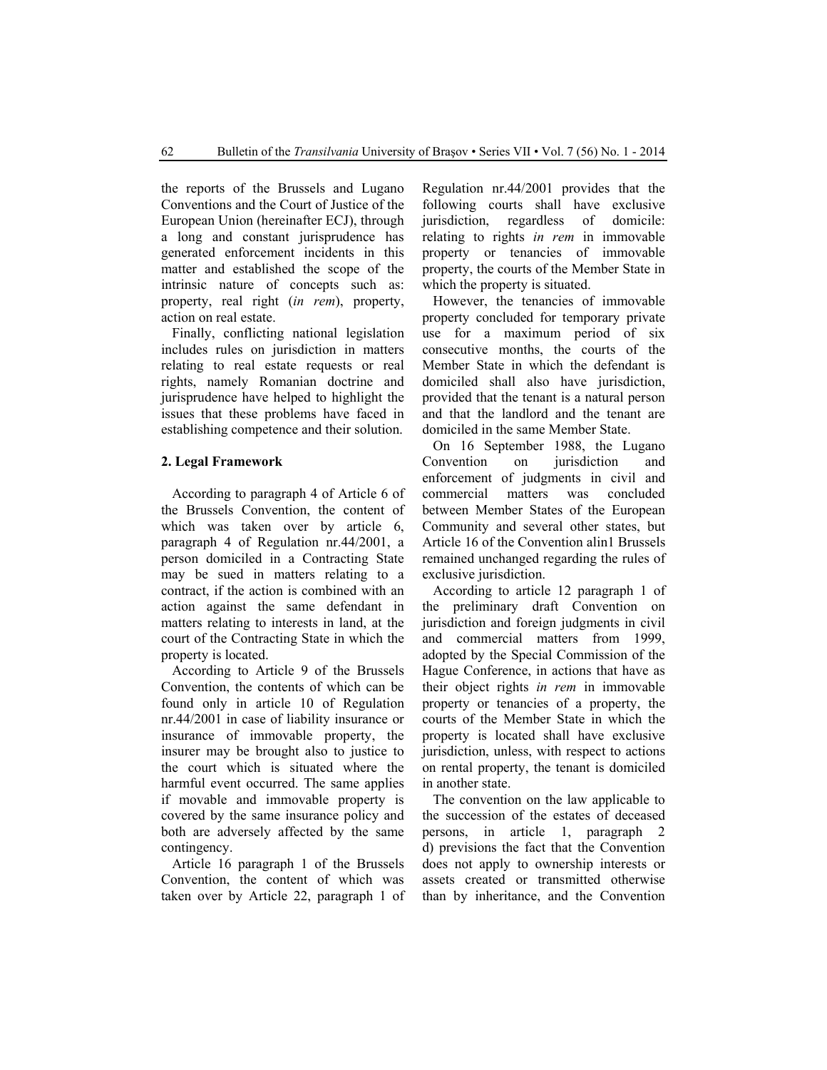the reports of the Brussels and Lugano Conventions and the Court of Justice of the European Union (hereinafter ECJ), through a long and constant jurisprudence has generated enforcement incidents in this matter and established the scope of the intrinsic nature of concepts such as: property, real right (*in rem*), property, action on real estate.

Finally, conflicting national legislation includes rules on jurisdiction in matters relating to real estate requests or real rights, namely Romanian doctrine and jurisprudence have helped to highlight the issues that these problems have faced in establishing competence and their solution.

## 2. Legal Framework

According to paragraph 4 of Article 6 of the Brussels Convention, the content of which was taken over by article 6, paragraph 4 of Regulation nr.44/2001, a person domiciled in a Contracting State may be sued in matters relating to a contract, if the action is combined with an action against the same defendant in matters relating to interests in land, at the court of the Contracting State in which the property is located.

According to Article 9 of the Brussels Convention, the contents of which can be found only in article 10 of Regulation nr.44/2001 in case of liability insurance or insurance of immovable property, the insurer may be brought also to justice to the court which is situated where the harmful event occurred. The same applies if movable and immovable property is covered by the same insurance policy and both are adversely affected by the same contingency.

Article 16 paragraph 1 of the Brussels Convention, the content of which was taken over by Article 22, paragraph 1 of Regulation nr.44/2001 provides that the following courts shall have exclusive jurisdiction, regardless of domicile: relating to rights *in rem* in immovable property or tenancies of immovable property, the courts of the Member State in which the property is situated.

However, the tenancies of immovable property concluded for temporary private use for a maximum period of six consecutive months, the courts of the Member State in which the defendant is domiciled shall also have jurisdiction, provided that the tenant is a natural person and that the landlord and the tenant are domiciled in the same Member State.

On 16 September 1988, the Lugano Convention on jurisdiction and enforcement of judgments in civil and commercial matters was concluded between Member States of the European Community and several other states, but Article 16 of the Convention alin1 Brussels remained unchanged regarding the rules of exclusive jurisdiction.

According to article 12 paragraph 1 of the preliminary draft Convention on jurisdiction and foreign judgments in civil and commercial matters from 1999, adopted by the Special Commission of the Hague Conference, in actions that have as their object rights *in rem* in immovable property or tenancies of a property, the courts of the Member State in which the property is located shall have exclusive jurisdiction, unless, with respect to actions on rental property, the tenant is domiciled in another state.

The convention on the law applicable to the succession of the estates of deceased persons, in article 1, paragraph 2 d) previsions the fact that the Convention does not apply to ownership interests or assets created or transmitted otherwise than by inheritance, and the Convention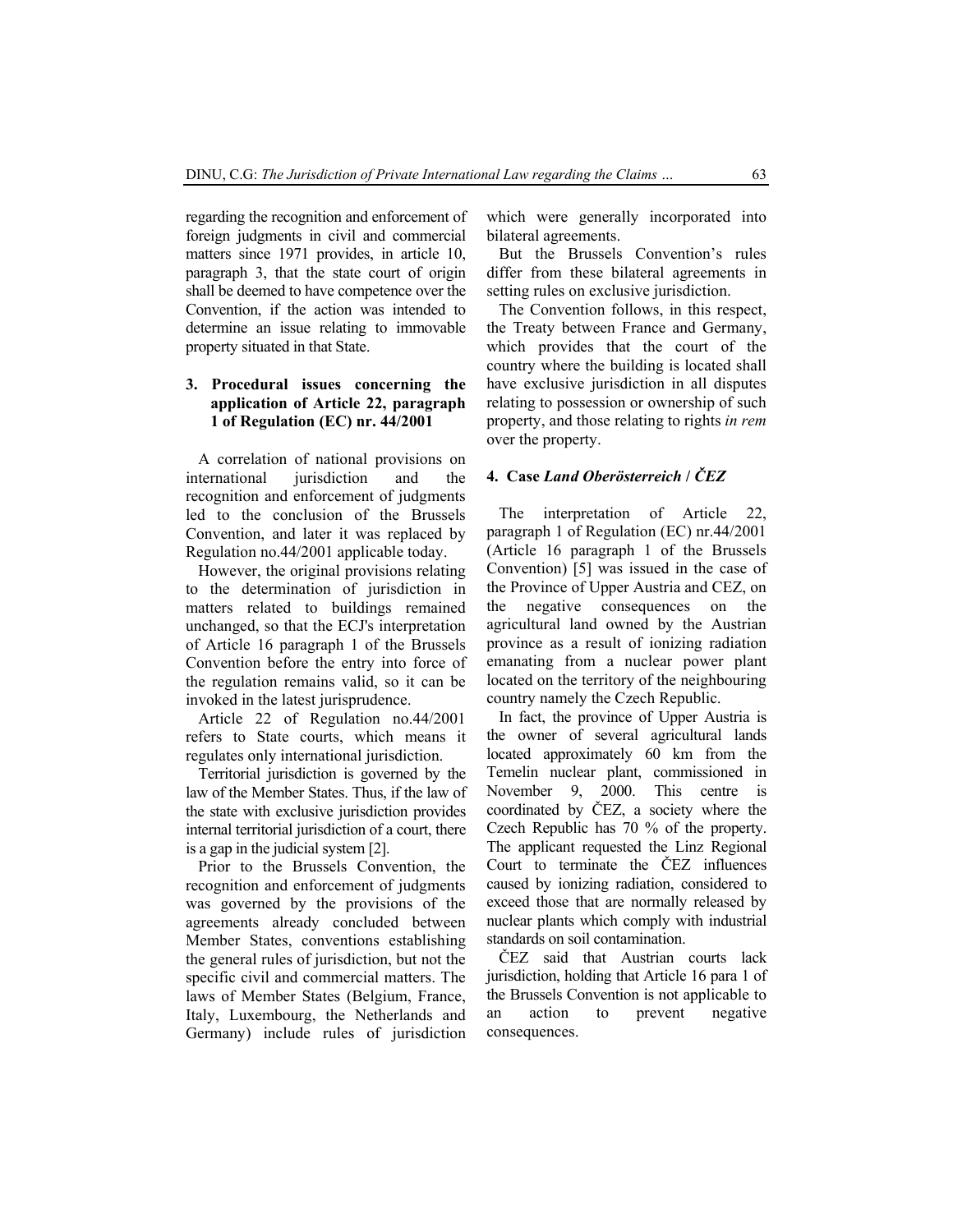regarding the recognition and enforcement of foreign judgments in civil and commercial matters since 1971 provides, in article 10, paragraph 3, that the state court of origin shall be deemed to have competence over the Convention, if the action was intended to determine an issue relating to immovable property situated in that State.

## 3. Procedural issues concerning the application of Article 22, paragraph 1 of Regulation (EC) nr. 44/2001

A correlation of national provisions on international jurisdiction and the recognition and enforcement of judgments led to the conclusion of the Brussels Convention, and later it was replaced by Regulation no.44/2001 applicable today.

However, the original provisions relating to the determination of jurisdiction in matters related to buildings remained unchanged, so that the ECJ's interpretation of Article 16 paragraph 1 of the Brussels Convention before the entry into force of the regulation remains valid, so it can be invoked in the latest jurisprudence.

Article 22 of Regulation no.44/2001 refers to State courts, which means it regulates only international jurisdiction.

Territorial jurisdiction is governed by the law of the Member States. Thus, if the law of the state with exclusive jurisdiction provides internal territorial jurisdiction of a court, there is a gap in the judicial system [2].

Prior to the Brussels Convention, the recognition and enforcement of judgments was governed by the provisions of the agreements already concluded between Member States, conventions establishing the general rules of jurisdiction, but not the specific civil and commercial matters. The laws of Member States (Belgium, France, Italy, Luxembourg, the Netherlands and Germany) include rules of jurisdiction which were generally incorporated into bilateral agreements.

But the Brussels Convention's rules differ from these bilateral agreements in setting rules on exclusive jurisdiction.

The Convention follows, in this respect, the Treaty between France and Germany, which provides that the court of the country where the building is located shall have exclusive jurisdiction in all disputes relating to possession or ownership of such property, and those relating to rights *in rem* over the property.

## 4. Case *Land Oberösterreich / ČEZ*

The interpretation of Article 22, paragraph 1 of Regulation (EC) nr.44/2001 (Article 16 paragraph 1 of the Brussels Convention) [5] was issued in the case of the Province of Upper Austria and CEZ, on the negative consequences on the agricultural land owned by the Austrian province as a result of ionizing radiation emanating from a nuclear power plant located on the territory of the neighbouring country namely the Czech Republic.

In fact, the province of Upper Austria is the owner of several agricultural lands located approximately 60 km from the Temelin nuclear plant, commissioned in November 9, 2000. This centre is coordinated by ČEZ, a society where the Czech Republic has 70 % of the property. The applicant requested the Linz Regional Court to terminate the ČEZ influences caused by ionizing radiation, considered to exceed those that are normally released by nuclear plants which comply with industrial standards on soil contamination.

ČEZ said that Austrian courts lack jurisdiction, holding that Article 16 para 1 of the Brussels Convention is not applicable to an action to prevent negative consequences.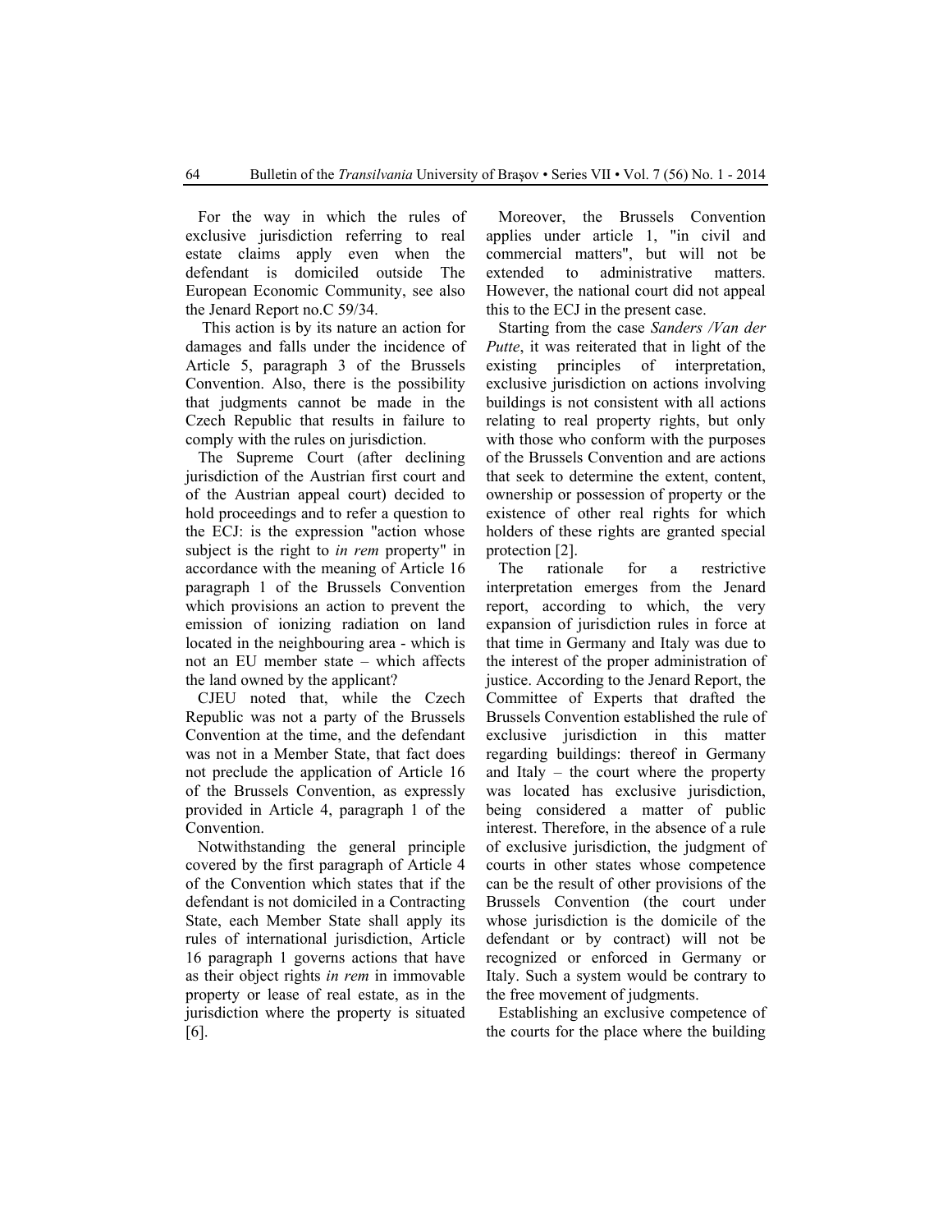For the way in which the rules of exclusive jurisdiction referring to real estate claims apply even when the defendant is domiciled outside The European Economic Community, see also the Jenard Report no.C 59/34.

This action is by its nature an action for damages and falls under the incidence of Article 5, paragraph 3 of the Brussels Convention. Also, there is the possibility that judgments cannot be made in the Czech Republic that results in failure to comply with the rules on jurisdiction.

The Supreme Court (after declining jurisdiction of the Austrian first court and of the Austrian appeal court) decided to hold proceedings and to refer a question to the ECJ: is the expression "action whose subject is the right to *in rem* property" in accordance with the meaning of Article 16 paragraph 1 of the Brussels Convention which provisions an action to prevent the emission of ionizing radiation on land located in the neighbouring area - which is not an EU member state – which affects the land owned by the applicant?

CJEU noted that, while the Czech Republic was not a party of the Brussels Convention at the time, and the defendant was not in a Member State, that fact does not preclude the application of Article 16 of the Brussels Convention, as expressly provided in Article 4, paragraph 1 of the Convention.

Notwithstanding the general principle covered by the first paragraph of Article 4 of the Convention which states that if the defendant is not domiciled in a Contracting State, each Member State shall apply its rules of international jurisdiction, Article 16 paragraph 1 governs actions that have as their object rights *in rem* in immovable property or lease of real estate, as in the jurisdiction where the property is situated [6].

Moreover, the Brussels Convention applies under article 1, "in civil and commercial matters", but will not be extended to administrative matters. However, the national court did not appeal this to the ECJ in the present case.

Starting from the case *Sanders /Van der Putte*, it was reiterated that in light of the existing principles of interpretation, exclusive jurisdiction on actions involving buildings is not consistent with all actions relating to real property rights, but only with those who conform with the purposes of the Brussels Convention and are actions that seek to determine the extent, content, ownership or possession of property or the existence of other real rights for which holders of these rights are granted special protection [2].

The rationale for a restrictive interpretation emerges from the Jenard report, according to which, the very expansion of jurisdiction rules in force at that time in Germany and Italy was due to the interest of the proper administration of justice. According to the Jenard Report, the Committee of Experts that drafted the Brussels Convention established the rule of exclusive jurisdiction in this matter regarding buildings: thereof in Germany and Italy – the court where the property was located has exclusive jurisdiction, being considered a matter of public interest. Therefore, in the absence of a rule of exclusive jurisdiction, the judgment of courts in other states whose competence can be the result of other provisions of the Brussels Convention (the court under whose jurisdiction is the domicile of the defendant or by contract) will not be recognized or enforced in Germany or Italy. Such a system would be contrary to the free movement of judgments.

Establishing an exclusive competence of the courts for the place where the building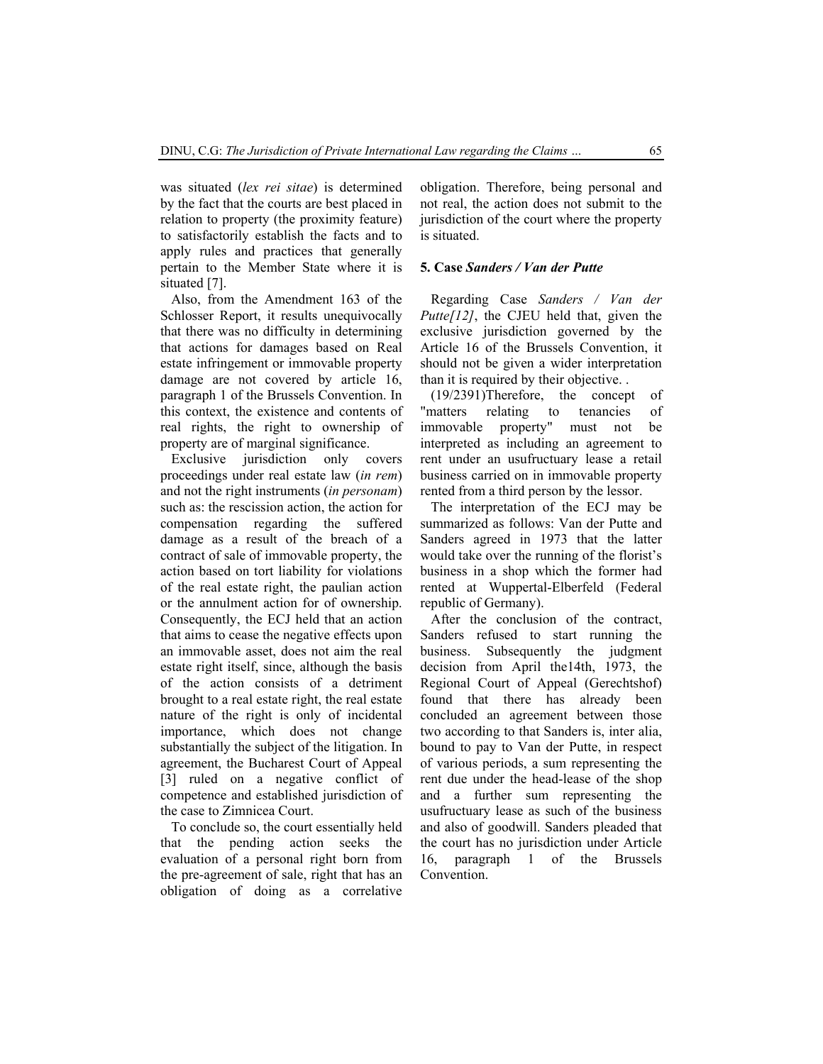was situated (*lex rei sitae*) is determined by the fact that the courts are best placed in relation to property (the proximity feature) to satisfactorily establish the facts and to apply rules and practices that generally pertain to the Member State where it is situated [7].

Also, from the Amendment 163 of the Schlosser Report, it results unequivocally that there was no difficulty in determining that actions for damages based on Real estate infringement or immovable property damage are not covered by article 16, paragraph 1 of the Brussels Convention. In this context, the existence and contents of real rights, the right to ownership of property are of marginal significance.

Exclusive jurisdiction only covers proceedings under real estate law (*in rem*) and not the right instruments (*in personam*) such as: the rescission action, the action for compensation regarding the suffered damage as a result of the breach of a contract of sale of immovable property, the action based on tort liability for violations of the real estate right, the paulian action or the annulment action for of ownership. Consequently, the ECJ held that an action that aims to cease the negative effects upon an immovable asset, does not aim the real estate right itself, since, although the basis of the action consists of a detriment brought to a real estate right, the real estate nature of the right is only of incidental importance, which does not change substantially the subject of the litigation. In agreement, the Bucharest Court of Appeal [3] ruled on a negative conflict of competence and established jurisdiction of the case to Zimnicea Court.

To conclude so, the court essentially held that the pending action seeks the evaluation of a personal right born from the pre-agreement of sale, right that has an obligation of doing as a correlative obligation. Therefore, being personal and not real, the action does not submit to the jurisdiction of the court where the property is situated.

## 5. Case *Sanders / Van der Putte*

Regarding Case *Sanders / Van der Putte[12]*, the CJEU held that, given the exclusive jurisdiction governed by the Article 16 of the Brussels Convention, it should not be given a wider interpretation than it is required by their objective. .

(19/2391)Therefore, the concept of "matters relating to tenancies of immovable property" must not be interpreted as including an agreement to rent under an usufructuary lease a retail business carried on in immovable property rented from a third person by the lessor.

The interpretation of the ECJ may be summarized as follows: Van der Putte and Sanders agreed in 1973 that the latter would take over the running of the florist's business in a shop which the former had rented at Wuppertal-Elberfeld (Federal republic of Germany).

After the conclusion of the contract, Sanders refused to start running the business. Subsequently the judgment decision from April the14th, 1973, the Regional Court of Appeal (Gerechtshof) found that there has already been concluded an agreement between those two according to that Sanders is, inter alia, bound to pay to Van der Putte, in respect of various periods, a sum representing the rent due under the head-lease of the shop and a further sum representing the usufructuary lease as such of the business and also of goodwill. Sanders pleaded that the court has no jurisdiction under Article 16, paragraph 1 of the Brussels Convention.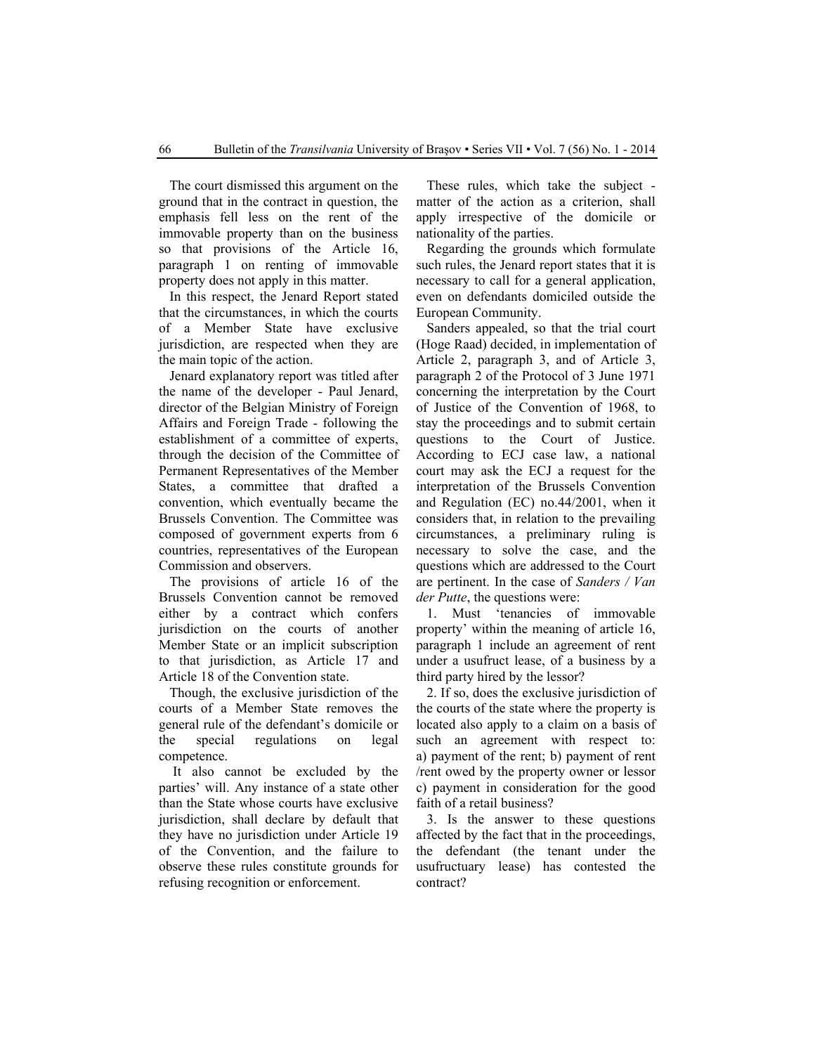The court dismissed this argument on the ground that in the contract in question, the emphasis fell less on the rent of the immovable property than on the business so that provisions of the Article 16, paragraph 1 on renting of immovable property does not apply in this matter.

In this respect, the Jenard Report stated that the circumstances, in which the courts of a Member State have exclusive jurisdiction, are respected when they are the main topic of the action.

Jenard explanatory report was titled after the name of the developer - Paul Jenard, director of the Belgian Ministry of Foreign Affairs and Foreign Trade - following the establishment of a committee of experts, through the decision of the Committee of Permanent Representatives of the Member States, a committee that drafted a convention, which eventually became the Brussels Convention. The Committee was composed of government experts from 6 countries, representatives of the European Commission and observers.

The provisions of article 16 of the Brussels Convention cannot be removed either by a contract which confers jurisdiction on the courts of another Member State or an implicit subscription to that jurisdiction, as Article 17 and Article 18 of the Convention state.

Though, the exclusive jurisdiction of the courts of a Member State removes the general rule of the defendant's domicile or the special regulations on legal competence.

It also cannot be excluded by the parties' will. Any instance of a state other than the State whose courts have exclusive jurisdiction, shall declare by default that they have no jurisdiction under Article 19 of the Convention, and the failure to observe these rules constitute grounds for refusing recognition or enforcement.

These rules, which take the subject - matter of the action as a criterion, shall apply irrespective of the domicile or nationality of the parties.

Regarding the grounds which formulate such rules, the Jenard report states that it is necessary to call for a general application, even on defendants domiciled outside the European Community.

Sanders appealed, so that the trial court (Hoge Raad) decided, in implementation of Article 2, paragraph 3, and of Article 3, paragraph 2 of the Protocol of 3 June 1971 concerning the interpretation by the Court of Justice of the Convention of 1968, to stay the proceedings and to submit certain questions to the Court of Justice. According to ECJ case law, a national court may ask the ECJ a request for the interpretation of the Brussels Convention and Regulation (EC) no.44/2001, when it considers that, in relation to the prevailing circumstances, a preliminary ruling is necessary to solve the case, and the questions which are addressed to the Court are pertinent. In the case of *Sanders / Van der Putte*, the questions were:

1. Must 'tenancies of immovable property' within the meaning of article 16, paragraph 1 include an agreement of rent under a usufruct lease, of a business by a third party hired by the lessor?

2. If so, does the exclusive jurisdiction of the courts of the state where the property is located also apply to a claim on a basis of such an agreement with respect to: a) payment of the rent; b) payment of rent /rent owed by the property owner or lessor c) payment in consideration for the good faith of a retail business?

3. Is the answer to these questions affected by the fact that in the proceedings, the defendant (the tenant under the usufructuary lease) has contested the contract?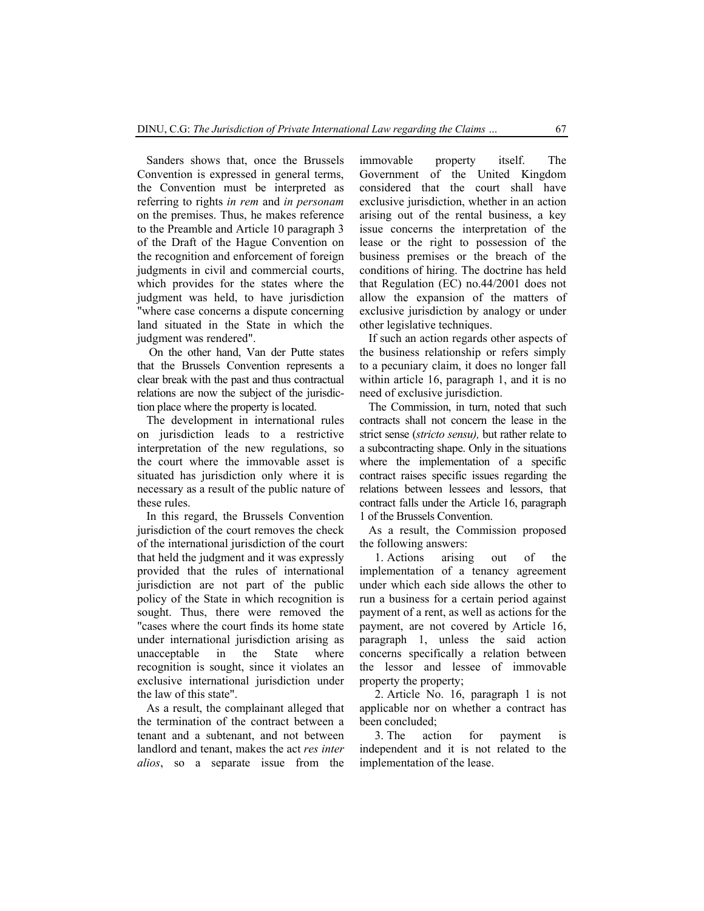Sanders shows that, once the Brussels Convention is expressed in general terms, the Convention must be interpreted as referring to rights *in rem* and *in personam* on the premises. Thus, he makes reference to the Preamble and Article 10 paragraph 3 of the Draft of the Hague Convention on the recognition and enforcement of foreign judgments in civil and commercial courts, which provides for the states where the judgment was held, to have jurisdiction "where case concerns a dispute concerning land situated in the State in which the judgment was rendered".

On the other hand, Van der Putte states that the Brussels Convention represents a clear break with the past and thus contractual relations are now the subject of the jurisdiction place where the property is located.

The development in international rules on jurisdiction leads to a restrictive interpretation of the new regulations, so the court where the immovable asset is situated has jurisdiction only where it is necessary as a result of the public nature of these rules.

In this regard, the Brussels Convention jurisdiction of the court removes the check of the international jurisdiction of the court that held the judgment and it was expressly provided that the rules of international jurisdiction are not part of the public policy of the State in which recognition is sought. Thus, there were removed the "cases where the court finds its home state under international jurisdiction arising as unacceptable in the State where recognition is sought, since it violates an exclusive international jurisdiction under the law of this state".

As a result, the complainant alleged that the termination of the contract between a tenant and a subtenant, and not between landlord and tenant, makes the act *res inter alios*, so a separate issue from the immovable property itself. The Government of the United Kingdom considered that the court shall have exclusive jurisdiction, whether in an action arising out of the rental business, a key issue concerns the interpretation of the lease or the right to possession of the business premises or the breach of the conditions of hiring. The doctrine has held that Regulation (EC) no.44/2001 does not allow the expansion of the matters of exclusive jurisdiction by analogy or under other legislative techniques.

If such an action regards other aspects of the business relationship or refers simply to a pecuniary claim, it does no longer fall within article 16, paragraph 1, and it is no need of exclusive jurisdiction.

The Commission, in turn, noted that such contracts shall not concern the lease in the strict sense (*stricto sensu),* but rather relate to a subcontracting shape. Only in the situations where the implementation of a specific contract raises specific issues regarding the relations between lessees and lessors, that contract falls under the Article 16, paragraph 1 of the Brussels Convention.

As a result, the Commission proposed the following answers:

1. Actions arising out of the implementation of a tenancy agreement under which each side allows the other to run a business for a certain period against payment of a rent, as well as actions for the payment, are not covered by Article 16, paragraph 1, unless the said action concerns specifically a relation between the lessor and lessee of immovable property the property;
2. Article No. 16, paragraph 1 is not applicable nor on whether a contract has been concluded;
3. The action for payment is independent and it is not related to the implementation of the lease.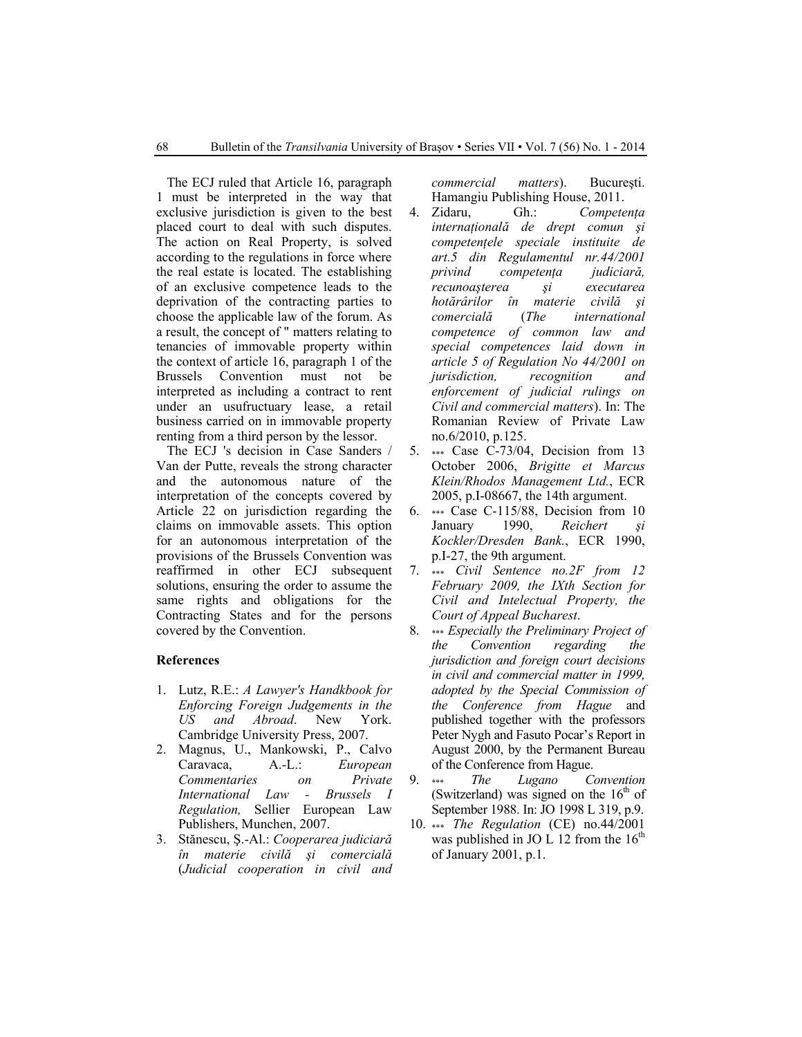The ECJ ruled that Article 16, paragraph 1 must be interpreted in the way that exclusive jurisdiction is given to the best placed court to deal with such disputes. The action on Real Property, is solved according to the regulations in force where the real estate is located. The establishing of an exclusive competence leads to the deprivation of the contracting parties to choose the applicable law of the forum. As a result, the concept of " matters relating to tenancies of immovable property within the context of article 16, paragraph 1 of the Brussels Convention must not be interpreted as including a contract to rent under an usufructuary lease, a retail business carried on in immovable property renting from a third person by the lessor.

The ECJ 's decision in Case Sanders / Van der Putte, reveals the strong character and the autonomous nature of the interpretation of the concepts covered by Article 22 on jurisdiction regarding the claims on immovable assets. This option for an autonomous interpretation of the provisions of the Brussels Convention was reaffirmed in other ECJ subsequent solutions, ensuring the order to assume the same rights and obligations for the Contracting States and for the persons covered by the Convention.

## References

1. Lutz, R.E.: *A Lawyer's Handkbook for Enforcing Foreign Judgements in the US and Abroad*. New York. Cambridge University Press, 2007.
2. Magnus, U., Mankowski, P., Calvo Caravaca, A.-L.: *European Commentaries on Private International Law - Brussels I Regulation,* Sellier European Law Publishers, Munchen, 2007.
3. Stănescu, Ş.-Al.: *Cooperarea judiciară în materie civilă şi comercială* (*Judicial cooperation in civil and commercial matters*). Bucureşti. Hamangiu Publishing House, 2011.
4. Zidaru, Gh.: *Competenţa internaţională de drept comun şi competenţele speciale instituite de art.5 din Regulamentul nr.44/2001 privind competenţa judiciară, recunoaşterea şi executarea hotărârilor în materie civilă şi comercială* (*The international competence of common law and special competences laid down in article 5 of Regulation No 44/2001 on jurisdiction, recognition and enforcement of judicial rulings on Civil and commercial matters*). In: The Romanian Review of Private Law no.6/2010, p.125.
5. \*\*\* Case C-73/04, Decision from 13 October 2006, *Brigitte et Marcus Klein/Rhodos Management Ltd.*, ECR 2005, p.I-08667, the 14th argument.
6. \*\*\* Case C-115/88, Decision from 10 January 1990, *Reichert şi Kockler/Dresden Bank.*, ECR 1990, p.I-27, the 9th argument.
7. \*\*\* *Civil Sentence no.2F from 12 February 2009, the IXth Section for Civil and Intelectual Property, the Court of Appeal Bucharest*.
8. \*\*\* *Especially the Preliminary Project of the Convention regarding the jurisdiction and foreign court decisions in civil and commercial matter in 1999, adopted by the Special Commission of the Conference from Hague* and published together with the professors Peter Nygh and Fasuto Pocar's Report in August 2000, by the Permanent Bureau of the Conference from Hague.
9. \*\*\* *The Lugano Convention* (Switzerland) was signed on the 16th of September 1988. In: JO 1998 L 319, p.9.
10. \*\*\* *The Regulation* (CE) no.44/2001 was published in JO L 12 from the 16th of January 2001, p.1.